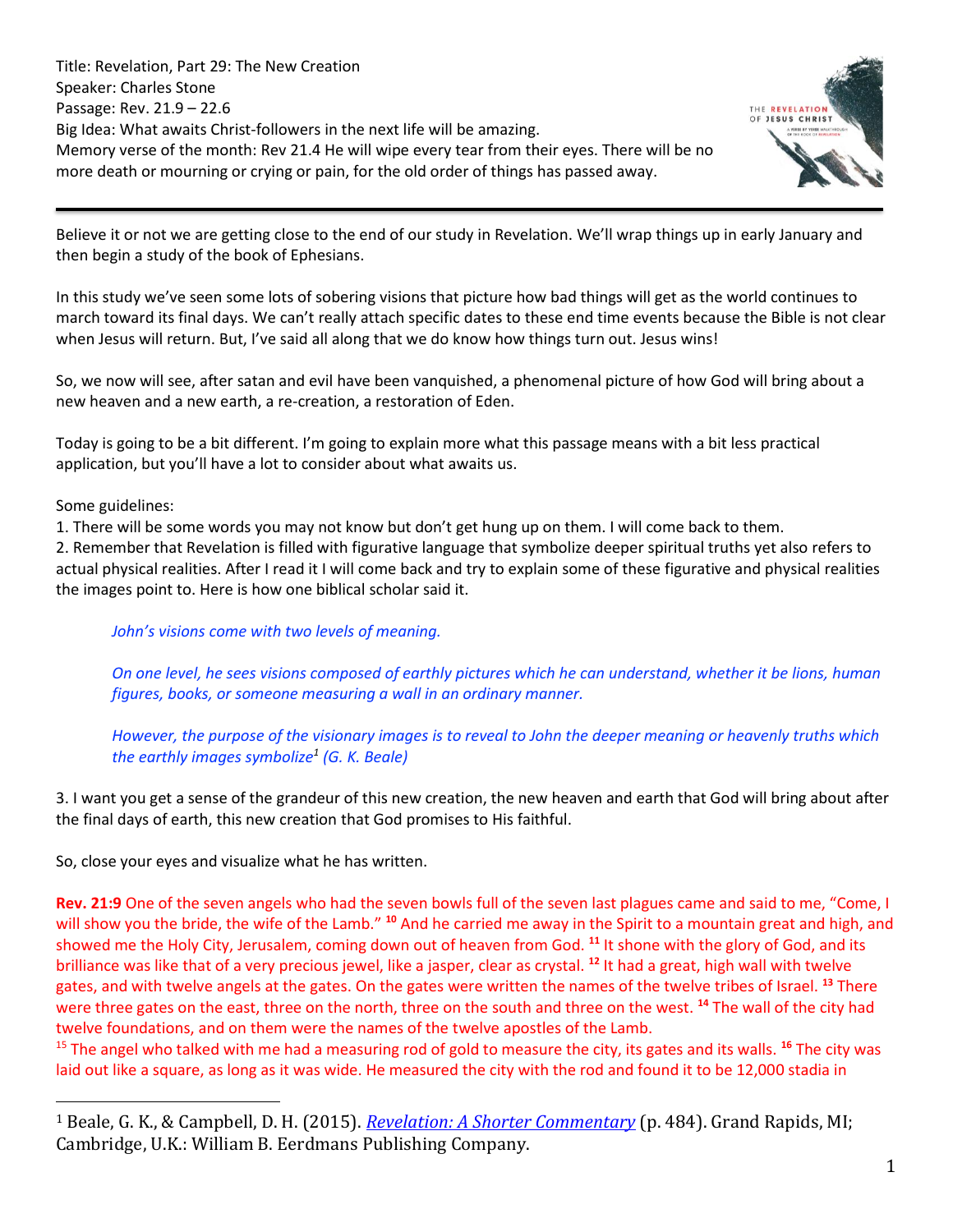Title: Revelation, Part 29: The New Creation
Speaker: Charles Stone
Passage: Rev. 21.9 – 22.6
Big Idea: What awaits Christ-followers in the next life will be amazing.
Memory verse of the month: Rev 21.4 He will wipe every tear from their eyes. There will be no more death or mourning or crying or pain, for the old order of things has passed away.

---

Believe it or not we are getting close to the end of our study in Revelation. We'll wrap things up in early January and then begin a study of the book of Ephesians.

In this study we've seen some lots of sobering visions that picture how bad things will get as the world continues to march toward its final days. We can't really attach specific dates to these end time events because the Bible is not clear when Jesus will return. But, I've said all along that we do know how things turn out. Jesus wins!

So, we now will see, after satan and evil have been vanquished, a phenomenal picture of how God will bring about a new heaven and a new earth, a re-creation, a restoration of Eden.

Today is going to be a bit different. I'm going to explain more what this passage means with a bit less practical application, but you'll have a lot to consider about what awaits us.

Some guidelines:
1. There will be some words you may not know but don't get hung up on them. I will come back to them.
2. Remember that Revelation is filled with figurative language that symbolize deeper spiritual truths yet also refers to actual physical realities. After I read it I will come back and try to explain some of these figurative and physical realities the images point to. Here is how one biblical scholar said it.

> *John's visions come with two levels of meaning.*
>
> *On one level, he sees visions composed of earthly pictures which he can understand, whether it be lions, human figures, books, or someone measuring a wall in an ordinary manner.*
>
> *However, the purpose of the visionary images is to reveal to John the deeper meaning or heavenly truths which the earthly images symbolize[1] (G. K. Beale)*

3. I want you get a sense of the grandeur of this new creation, the new heaven and earth that God will bring about after the final days of earth, this new creation that God promises to His faithful.

So, close your eyes and visualize what he has written.

**Rev. 21:9** One of the seven angels who had the seven bowls full of the seven last plagues came and said to me, "Come, I will show you the bride, the wife of the Lamb." [10] And he carried me away in the Spirit to a mountain great and high, and showed me the Holy City, Jerusalem, coming down out of heaven from God. [11] It shone with the glory of God, and its brilliance was like that of a very precious jewel, like a jasper, clear as crystal. [12] It had a great, high wall with twelve gates, and with twelve angels at the gates. On the gates were written the names of the twelve tribes of Israel. [13] There were three gates on the east, three on the north, three on the south and three on the west. [14] The wall of the city had twelve foundations, and on them were the names of the twelve apostles of the Lamb.
[15] The angel who talked with me had a measuring rod of gold to measure the city, its gates and its walls. [16] The city was laid out like a square, as long as it was wide. He measured the city with the rod and found it to be 12,000 stadia in

---

[1] Beale, G. K., & Campbell, D. H. (2015). *Revelation: A Shorter Commentary* (p. 484). Grand Rapids, MI; Cambridge, U.K.: William B. Eerdmans Publishing Company.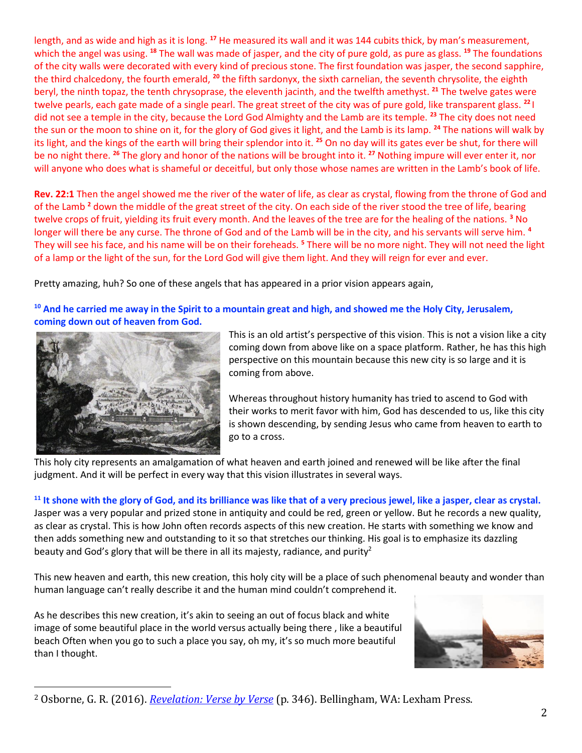length, and as wide and high as it is long. [17] He measured its wall and it was 144 cubits thick, by man's measurement, which the angel was using. [18] The wall was made of jasper, and the city of pure gold, as pure as glass. [19] The foundations of the city walls were decorated with every kind of precious stone. The first foundation was jasper, the second sapphire, the third chalcedony, the fourth emerald, [20] the fifth sardonyx, the sixth carnelian, the seventh chrysolite, the eighth beryl, the ninth topaz, the tenth chrysoprase, the eleventh jacinth, and the twelfth amethyst. [21] The twelve gates were twelve pearls, each gate made of a single pearl. The great street of the city was of pure gold, like transparent glass. [22] I did not see a temple in the city, because the Lord God Almighty and the Lamb are its temple. [23] The city does not need the sun or the moon to shine on it, for the glory of God gives it light, and the Lamb is its lamp. [24] The nations will walk by its light, and the kings of the earth will bring their splendor into it. [25] On no day will its gates ever be shut, for there will be no night there. [26] The glory and honor of the nations will be brought into it. [27] Nothing impure will ever enter it, nor will anyone who does what is shameful or deceitful, but only those whose names are written in the Lamb's book of life.

**Rev. 22:1** Then the angel showed me the river of the water of life, as clear as crystal, flowing from the throne of God and of the Lamb [2] down the middle of the great street of the city. On each side of the river stood the tree of life, bearing twelve crops of fruit, yielding its fruit every month. And the leaves of the tree are for the healing of the nations. [3] No longer will there be any curse. The throne of God and of the Lamb will be in the city, and his servants will serve him. [4] They will see his face, and his name will be on their foreheads. [5] There will be no more night. They will not need the light of a lamp or the light of the sun, for the Lord God will give them light. And they will reign for ever and ever.

Pretty amazing, huh? So one of these angels that has appeared in a prior vision appears again,

**[10] And he carried me away in the Spirit to a mountain great and high, and showed me the Holy City, Jerusalem, coming down out of heaven from God.**

This is an old artist's perspective of this vision. This is not a vision like a city coming down from above like on a space platform. Rather, he has this high perspective on this mountain because this new city is so large and it is coming from above.

Whereas throughout history humanity has tried to ascend to God with their works to merit favor with him, God has descended to us, like this city is shown descending, by sending Jesus who came from heaven to earth to go to a cross.

This holy city represents an amalgamation of what heaven and earth joined and renewed will be like after the final judgment. And it will be perfect in every way that this vision illustrates in several ways.

**[11] It shone with the glory of God, and its brilliance was like that of a very precious jewel, like a jasper, clear as crystal.** Jasper was a very popular and prized stone in antiquity and could be red, green or yellow. But he records a new quality, as clear as crystal. This is how John often records aspects of this new creation. He starts with something we know and then adds something new and outstanding to it so that stretches our thinking. His goal is to emphasize its dazzling beauty and God's glory that will be there in all its majesty, radiance, and purity[2]

This new heaven and earth, this new creation, this holy city will be a place of such phenomenal beauty and wonder than human language can't really describe it and the human mind couldn't comprehend it.

As he describes this new creation, it's akin to seeing an out of focus black and white image of some beautiful place in the world versus actually being there , like a beautiful beach Often when you go to such a place you say, oh my, it's so much more beautiful than I thought.

---

[2] Osborne, G. R. (2016). *Revelation: Verse by Verse* (p. 346). Bellingham, WA: Lexham Press.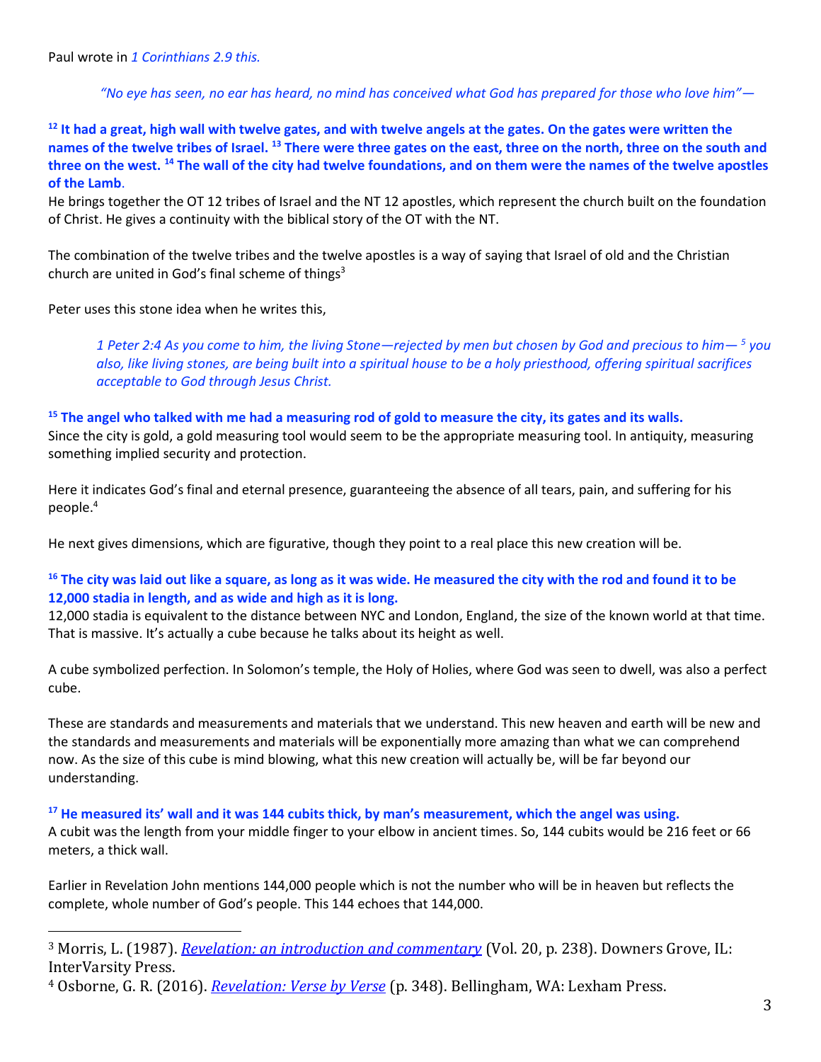Paul wrote in *1 Corinthians 2.9 this.*

> *"No eye has seen, no ear has heard, no mind has conceived what God has prepared for those who love him"—*

**[12] It had a great, high wall with twelve gates, and with twelve angels at the gates. On the gates were written the names of the twelve tribes of Israel. [13] There were three gates on the east, three on the north, three on the south and three on the west. [14] The wall of the city had twelve foundations, and on them were the names of the twelve apostles of the Lamb**.

He brings together the OT 12 tribes of Israel and the NT 12 apostles, which represent the church built on the foundation of Christ. He gives a continuity with the biblical story of the OT with the NT.

The combination of the twelve tribes and the twelve apostles is a way of saying that Israel of old and the Christian church are united in God's final scheme of things[3]

Peter uses this stone idea when he writes this,

> *1 Peter 2:4 As you come to him, the living Stone—rejected by men but chosen by God and precious to him— [5] you also, like living stones, are being built into a spiritual house to be a holy priesthood, offering spiritual sacrifices acceptable to God through Jesus Christ.*

**[15] The angel who talked with me had a measuring rod of gold to measure the city, its gates and its walls.**

Since the city is gold, a gold measuring tool would seem to be the appropriate measuring tool. In antiquity, measuring something implied security and protection.

Here it indicates God's final and eternal presence, guaranteeing the absence of all tears, pain, and suffering for his people.[4]

He next gives dimensions, which are figurative, though they point to a real place this new creation will be.

**[16] The city was laid out like a square, as long as it was wide. He measured the city with the rod and found it to be 12,000 stadia in length, and as wide and high as it is long.**

12,000 stadia is equivalent to the distance between NYC and London, England, the size of the known world at that time. That is massive. It's actually a cube because he talks about its height as well.

A cube symbolized perfection. In Solomon's temple, the Holy of Holies, where God was seen to dwell, was also a perfect cube.

These are standards and measurements and materials that we understand. This new heaven and earth will be new and the standards and measurements and materials will be exponentially more amazing than what we can comprehend now. As the size of this cube is mind blowing, what this new creation will actually be, will be far beyond our understanding.

**[17] He measured its' wall and it was 144 cubits thick, by man's measurement, which the angel was using.**

A cubit was the length from your middle finger to your elbow in ancient times. So, 144 cubits would be 216 feet or 66 meters, a thick wall.

Earlier in Revelation John mentions 144,000 people which is not the number who will be in heaven but reflects the complete, whole number of God's people. This 144 echoes that 144,000.

---

[3] Morris, L. (1987). *Revelation: an introduction and commentary* (Vol. 20, p. 238). Downers Grove, IL: InterVarsity Press.

[4] Osborne, G. R. (2016). *Revelation: Verse by Verse* (p. 348). Bellingham, WA: Lexham Press.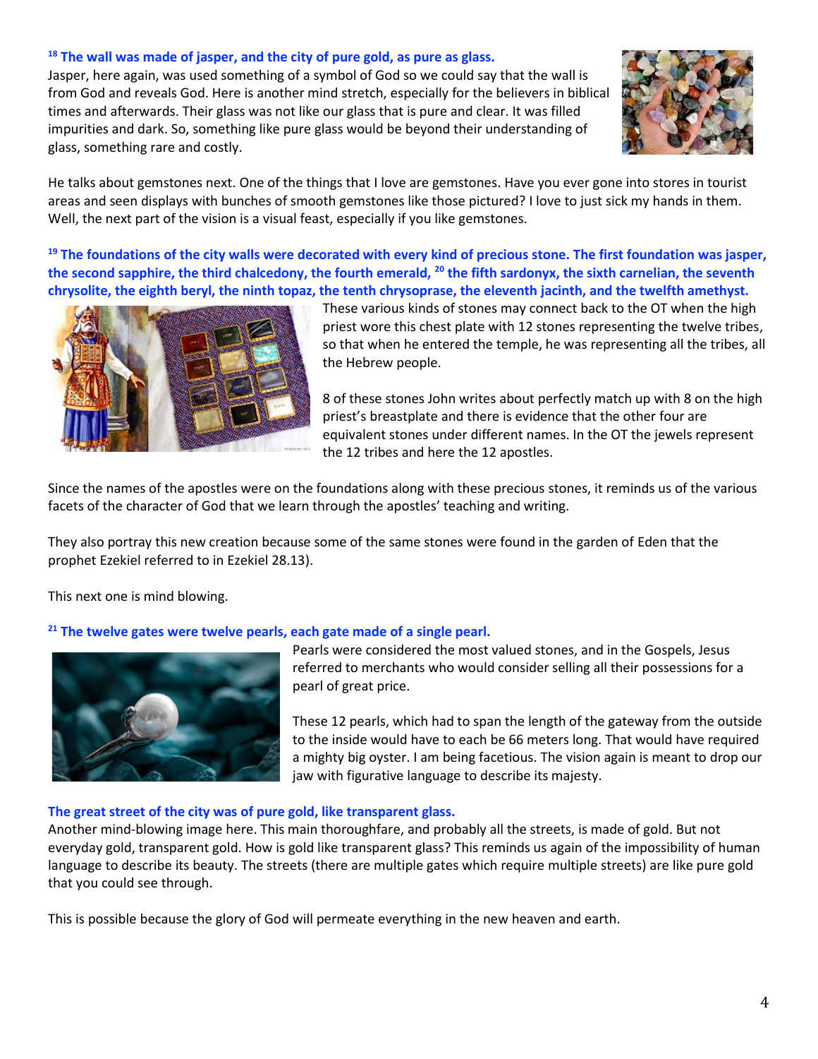**[18] The wall was made of jasper, and the city of pure gold, as pure as glass.**

Jasper, here again, was used something of a symbol of God so we could say that the wall is from God and reveals God. Here is another mind stretch, especially for the believers in biblical times and afterwards. Their glass was not like our glass that is pure and clear. It was filled impurities and dark. So, something like pure glass would be beyond their understanding of glass, something rare and costly.

He talks about gemstones next. One of the things that I love are gemstones. Have you ever gone into stores in tourist areas and seen displays with bunches of smooth gemstones like those pictured? I love to just sick my hands in them. Well, the next part of the vision is a visual feast, especially if you like gemstones.

**[19] The foundations of the city walls were decorated with every kind of precious stone. The first foundation was jasper, the second sapphire, the third chalcedony, the fourth emerald, [20] the fifth sardonyx, the sixth carnelian, the seventh chrysolite, the eighth beryl, the ninth topaz, the tenth chrysoprase, the eleventh jacinth, and the twelfth amethyst.**

These various kinds of stones may connect back to the OT when the high priest wore this chest plate with 12 stones representing the twelve tribes, so that when he entered the temple, he was representing all the tribes, all the Hebrew people.

8 of these stones John writes about perfectly match up with 8 on the high priest's breastplate and there is evidence that the other four are equivalent stones under different names. In the OT the jewels represent the 12 tribes and here the 12 apostles.

Since the names of the apostles were on the foundations along with these precious stones, it reminds us of the various facets of the character of God that we learn through the apostles' teaching and writing.

They also portray this new creation because some of the same stones were found in the garden of Eden that the prophet Ezekiel referred to in Ezekiel 28.13).

This next one is mind blowing.

**[21] The twelve gates were twelve pearls, each gate made of a single pearl.**

Pearls were considered the most valued stones, and in the Gospels, Jesus referred to merchants who would consider selling all their possessions for a pearl of great price.

These 12 pearls, which had to span the length of the gateway from the outside to the inside would have to each be 66 meters long. That would have required a mighty big oyster. I am being facetious. The vision again is meant to drop our jaw with figurative language to describe its majesty.

**The great street of the city was of pure gold, like transparent glass.**

Another mind-blowing image here. This main thoroughfare, and probably all the streets, is made of gold. But not everyday gold, transparent gold. How is gold like transparent glass? This reminds us again of the impossibility of human language to describe its beauty. The streets (there are multiple gates which require multiple streets) are like pure gold that you could see through.

This is possible because the glory of God will permeate everything in the new heaven and earth.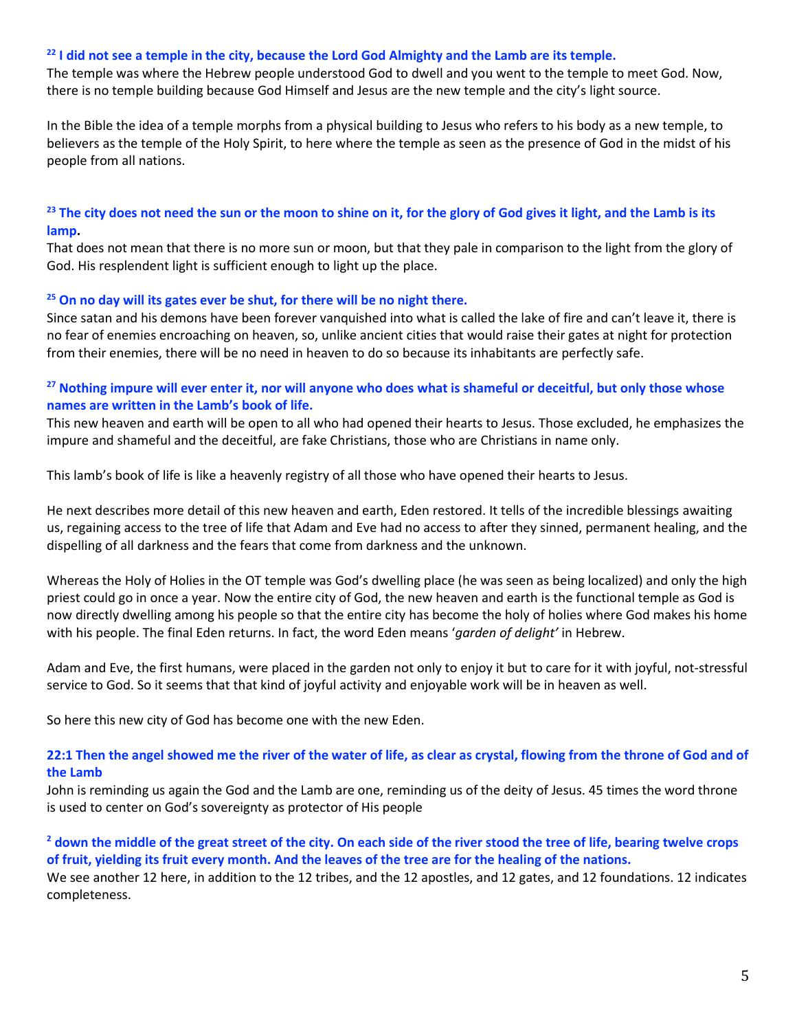**[22] I did not see a temple in the city, because the Lord God Almighty and the Lamb are its temple.**
The temple was where the Hebrew people understood God to dwell and you went to the temple to meet God. Now, there is no temple building because God Himself and Jesus are the new temple and the city's light source.

In the Bible the idea of a temple morphs from a physical building to Jesus who refers to his body as a new temple, to believers as the temple of the Holy Spirit, to here where the temple as seen as the presence of God in the midst of his people from all nations.

**[23] The city does not need the sun or the moon to shine on it, for the glory of God gives it light, and the Lamb is its lamp.**
That does not mean that there is no more sun or moon, but that they pale in comparison to the light from the glory of God. His resplendent light is sufficient enough to light up the place.

**[25] On no day will its gates ever be shut, for there will be no night there.**
Since satan and his demons have been forever vanquished into what is called the lake of fire and can't leave it, there is no fear of enemies encroaching on heaven, so, unlike ancient cities that would raise their gates at night for protection from their enemies, there will be no need in heaven to do so because its inhabitants are perfectly safe.

**[27] Nothing impure will ever enter it, nor will anyone who does what is shameful or deceitful, but only those whose names are written in the Lamb's book of life.**
This new heaven and earth will be open to all who had opened their hearts to Jesus. Those excluded, he emphasizes the impure and shameful and the deceitful, are fake Christians, those who are Christians in name only.

This lamb's book of life is like a heavenly registry of all those who have opened their hearts to Jesus.

He next describes more detail of this new heaven and earth, Eden restored. It tells of the incredible blessings awaiting us, regaining access to the tree of life that Adam and Eve had no access to after they sinned, permanent healing, and the dispelling of all darkness and the fears that come from darkness and the unknown.

Whereas the Holy of Holies in the OT temple was God's dwelling place (he was seen as being localized) and only the high priest could go in once a year. Now the entire city of God, the new heaven and earth is the functional temple as God is now directly dwelling among his people so that the entire city has become the holy of holies where God makes his home with his people. The final Eden returns. In fact, the word Eden means '*garden of delight'* in Hebrew.

Adam and Eve, the first humans, were placed in the garden not only to enjoy it but to care for it with joyful, not-stressful service to God. So it seems that that kind of joyful activity and enjoyable work will be in heaven as well.

So here this new city of God has become one with the new Eden.

**22:1 Then the angel showed me the river of the water of life, as clear as crystal, flowing from the throne of God and of the Lamb**
John is reminding us again the God and the Lamb are one, reminding us of the deity of Jesus. 45 times the word throne is used to center on God's sovereignty as protector of His people

**[2] down the middle of the great street of the city. On each side of the river stood the tree of life, bearing twelve crops of fruit, yielding its fruit every month. And the leaves of the tree are for the healing of the nations.**
We see another 12 here, in addition to the 12 tribes, and the 12 apostles, and 12 gates, and 12 foundations. 12 indicates completeness.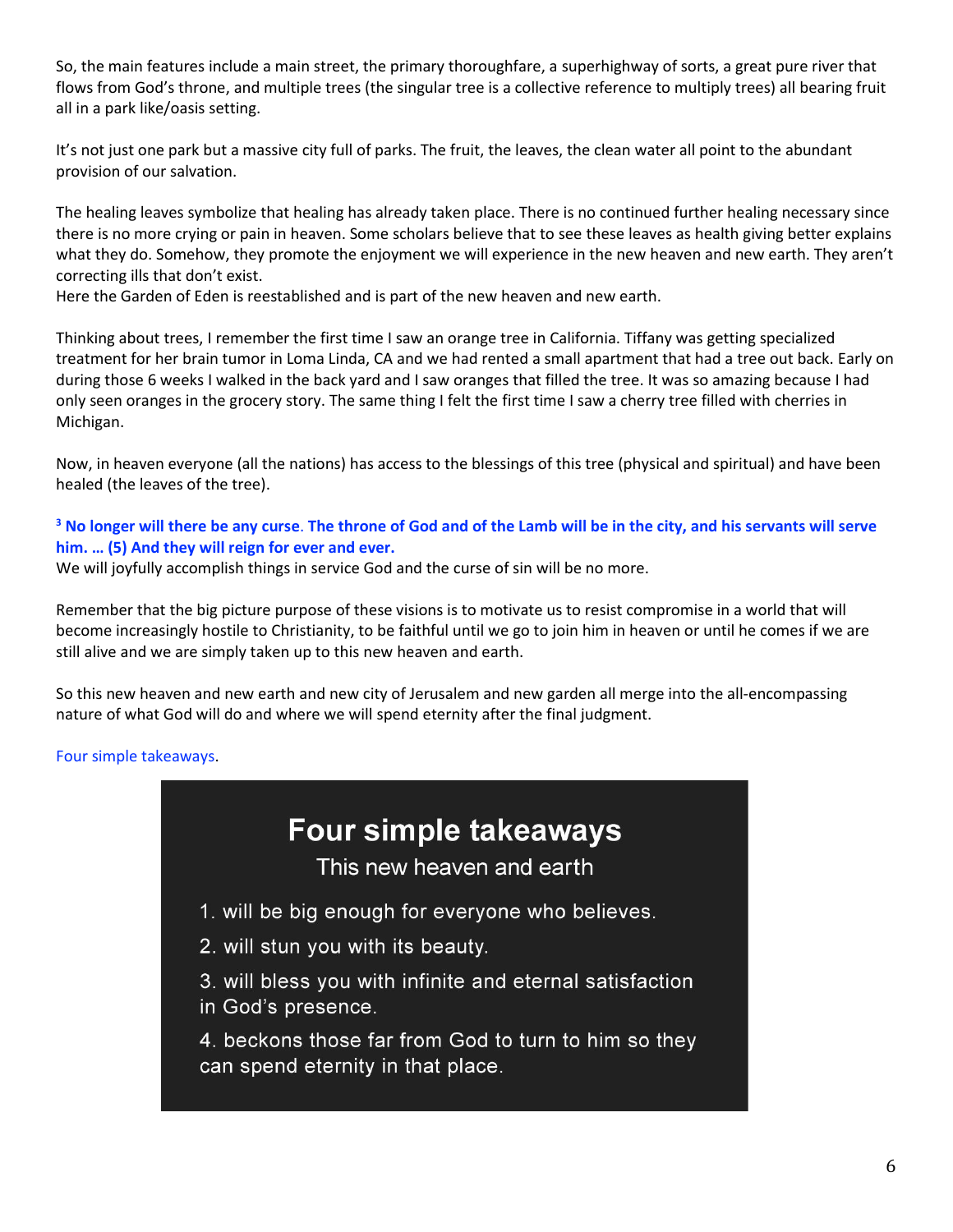So, the main features include a main street, the primary thoroughfare, a superhighway of sorts, a great pure river that flows from God's throne, and multiple trees (the singular tree is a collective reference to multiply trees) all bearing fruit all in a park like/oasis setting.

It's not just one park but a massive city full of parks. The fruit, the leaves, the clean water all point to the abundant provision of our salvation.

The healing leaves symbolize that healing has already taken place. There is no continued further healing necessary since there is no more crying or pain in heaven. Some scholars believe that to see these leaves as health giving better explains what they do. Somehow, they promote the enjoyment we will experience in the new heaven and new earth. They aren't correcting ills that don't exist.
Here the Garden of Eden is reestablished and is part of the new heaven and new earth.

Thinking about trees, I remember the first time I saw an orange tree in California. Tiffany was getting specialized treatment for her brain tumor in Loma Linda, CA and we had rented a small apartment that had a tree out back. Early on during those 6 weeks I walked in the back yard and I saw oranges that filled the tree. It was so amazing because I had only seen oranges in the grocery story. The same thing I felt the first time I saw a cherry tree filled with cherries in Michigan.

Now, in heaven everyone (all the nations) has access to the blessings of this tree (physical and spiritual) and have been healed (the leaves of the tree).

**[3] No longer will there be any curse. The throne of God and of the Lamb will be in the city, and his servants will serve him. … (5) And they will reign for ever and ever.**
We will joyfully accomplish things in service God and the curse of sin will be no more.

Remember that the big picture purpose of these visions is to motivate us to resist compromise in a world that will become increasingly hostile to Christianity, to be faithful until we go to join him in heaven or until he comes if we are still alive and we are simply taken up to this new heaven and earth.

So this new heaven and new earth and new city of Jerusalem and new garden all merge into the all-encompassing nature of what God will do and where we will spend eternity after the final judgment.

Four simple takeaways.

## Four simple takeaways

This new heaven and earth

1. will be big enough for everyone who believes.
2. will stun you with its beauty.
3. will bless you with infinite and eternal satisfaction in God's presence.
4. beckons those far from God to turn to him so they can spend eternity in that place.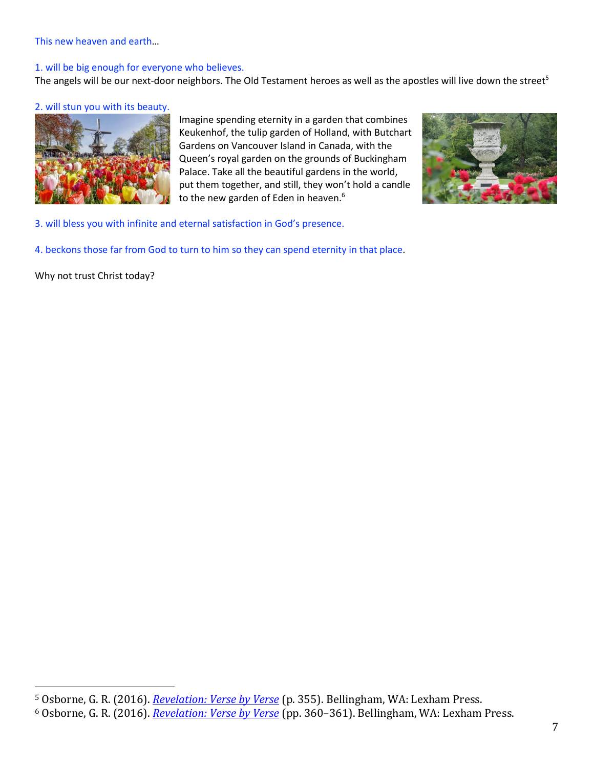This new heaven and earth…

1. will be big enough for everyone who believes.

The angels will be our next-door neighbors. The Old Testament heroes as well as the apostles will live down the street[5]

2. will stun you with its beauty.

Imagine spending eternity in a garden that combines Keukenhof, the tulip garden of Holland, with Butchart Gardens on Vancouver Island in Canada, with the Queen's royal garden on the grounds of Buckingham Palace. Take all the beautiful gardens in the world, put them together, and still, they won't hold a candle to the new garden of Eden in heaven.[6]

3. will bless you with infinite and eternal satisfaction in God's presence.

4. beckons those far from God to turn to him so they can spend eternity in that place.

Why not trust Christ today?

---

[5] Osborne, G. R. (2016). *Revelation: Verse by Verse* (p. 355). Bellingham, WA: Lexham Press.

[6] Osborne, G. R. (2016). *Revelation: Verse by Verse* (pp. 360–361). Bellingham, WA: Lexham Press.